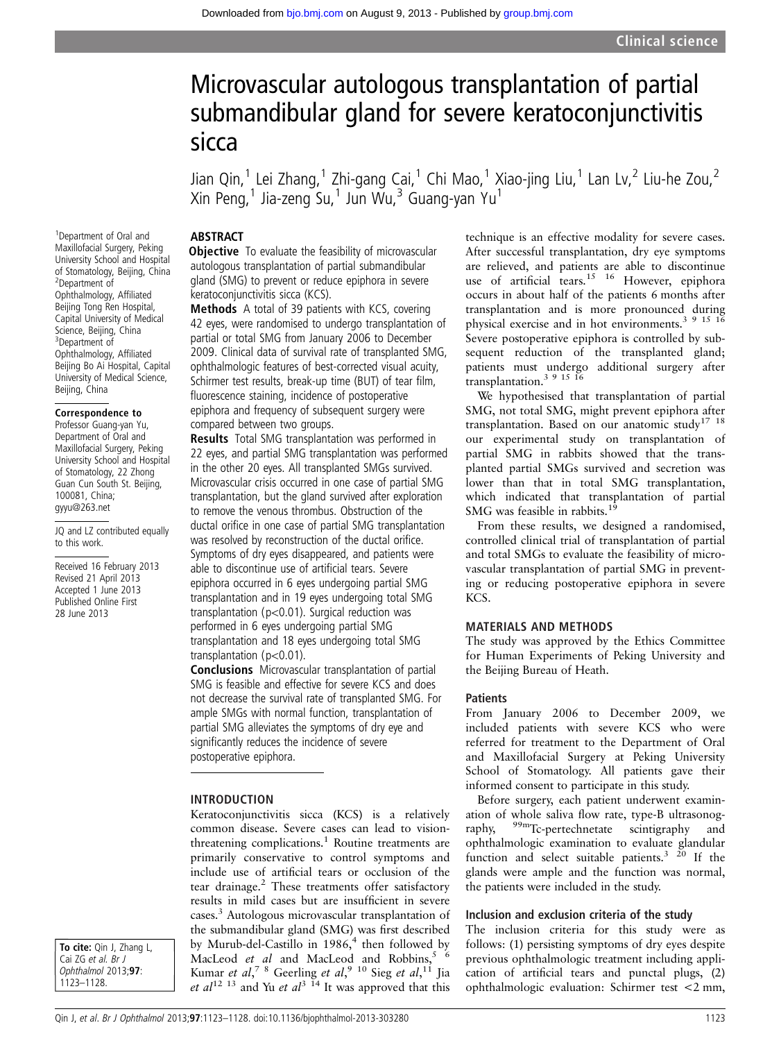# Microvascular autologous transplantation of partial submandibular gland for severe keratoconjunctivitis sicca

Jian Qin,[1] Lei Zhang,[1] Zhi-gang Cai,[1] Chi Mao,[1] Xiao-jing Liu,[1] Lan Lv,[2] Liu-he Zou,[2] Xin Peng,[1] Jia-zeng Su,[1] Jun Wu,[3] Guang-yan Yu[1]

[1]Department of Oral and Maxillofacial Surgery, Peking University School and Hospital of Stomatology, Beijing, China
[2]Department of Ophthalmology, Affiliated Beijing Tong Ren Hospital, Capital University of Medical Science, Beijing, China
[3]Department of Ophthalmology, Affiliated Beijing Bo Ai Hospital, Capital University of Medical Science, Beijing, China

**Correspondence to**
Professor Guang-yan Yu, Department of Oral and Maxillofacial Surgery, Peking University School and Hospital of Stomatology, 22 Zhong Guan Cun South St. Beijing, 100081, China; gyyu@263.net

JQ and LZ contributed equally to this work.

Received 16 February 2013
Revised 21 April 2013
Accepted 1 June 2013
Published Online First 28 June 2013

**To cite:** Qin J, Zhang L, Cai ZG *et al*. *Br J Ophthalmol* 2013;**97**:1123–1128.

## ABSTRACT

**Objective** To evaluate the feasibility of microvascular autologous transplantation of partial submandibular gland (SMG) to prevent or reduce epiphora in severe keratoconjunctivitis sicca (KCS).

**Methods** A total of 39 patients with KCS, covering 42 eyes, were randomised to undergo transplantation of partial or total SMG from January 2006 to December 2009. Clinical data of survival rate of transplanted SMG, ophthalmologic features of best-corrected visual acuity, Schirmer test results, break-up time (BUT) of tear film, fluorescence staining, incidence of postoperative epiphora and frequency of subsequent surgery were compared between two groups.

**Results** Total SMG transplantation was performed in 22 eyes, and partial SMG transplantation was performed in the other 20 eyes. All transplanted SMGs survived. Microvascular crisis occurred in one case of partial SMG transplantation, but the gland survived after exploration to remove the venous thrombus. Obstruction of the ductal orifice in one case of partial SMG transplantation was resolved by reconstruction of the ductal orifice. Symptoms of dry eyes disappeared, and patients were able to discontinue use of artificial tears. Severe epiphora occurred in 6 eyes undergoing partial SMG transplantation and in 19 eyes undergoing total SMG transplantation ($p<0.01$). Surgical reduction was performed in 6 eyes undergoing partial SMG transplantation and 18 eyes undergoing total SMG transplantation ($p<0.01$).

**Conclusions** Microvascular transplantation of partial SMG is feasible and effective for severe KCS and does not decrease the survival rate of transplanted SMG. For ample SMGs with normal function, transplantation of partial SMG alleviates the symptoms of dry eye and significantly reduces the incidence of severe postoperative epiphora.

## INTRODUCTION

Keratoconjunctivitis sicca (KCS) is a relatively common disease. Severe cases can lead to vision-threatening complications.[1] Routine treatments are primarily conservative to control symptoms and include use of artificial tears or occlusion of the tear drainage.[2] These treatments offer satisfactory results in mild cases but are insufficient in severe cases.[3] Autologous microvascular transplantation of the submandibular gland (SMG) was first described by Murub-del-Castillo in 1986,[4] then followed by MacLeod *et al* and MacLeod and Robbins,[5 6] Kumar *et al*,[7 8] Geerling *et al*,[9 10] Sieg *et al*,[11] Jia *et al*[12 13] and Yu *et al*[3 14] It was approved that this technique is an effective modality for severe cases. After successful transplantation, dry eye symptoms are relieved, and patients are able to discontinue use of artificial tears.[15 16] However, epiphora occurs in about half of the patients 6 months after transplantation and is more pronounced during physical exercise and in hot environments.[3 9 15 16] Severe postoperative epiphora is controlled by subsequent reduction of the transplanted gland; patients must undergo additional surgery after transplantation.[3 9 15 16]

We hypothesised that transplantation of partial SMG, not total SMG, might prevent epiphora after transplantation. Based on our anatomic study[17 18] our experimental study on transplantation of partial SMG in rabbits showed that the transplanted partial SMGs survived and secretion was lower than that in total SMG transplantation, which indicated that transplantation of partial SMG was feasible in rabbits.[19]

From these results, we designed a randomised, controlled clinical trial of transplantation of partial and total SMGs to evaluate the feasibility of microvascular transplantation of partial SMG in preventing or reducing postoperative epiphora in severe KCS.

## MATERIALS AND METHODS

The study was approved by the Ethics Committee for Human Experiments of Peking University and the Beijing Bureau of Heath.

### Patients

From January 2006 to December 2009, we included patients with severe KCS who were referred for treatment to the Department of Oral and Maxillofacial Surgery at Peking University School of Stomatology. All patients gave their informed consent to participate in this study.

Before surgery, each patient underwent examination of whole saliva flow rate, type-B ultrasonography, $^{99m}$Tc-pertechnetate scintigraphy and ophthalmologic examination to evaluate glandular function and select suitable patients.[3 20] If the glands were ample and the function was normal, the patients were included in the study.

### Inclusion and exclusion criteria of the study

The inclusion criteria for this study were as follows: (1) persisting symptoms of dry eyes despite previous ophthalmologic treatment including application of artificial tears and punctal plugs, (2) ophthalmologic evaluation: Schirmer test <2 mm,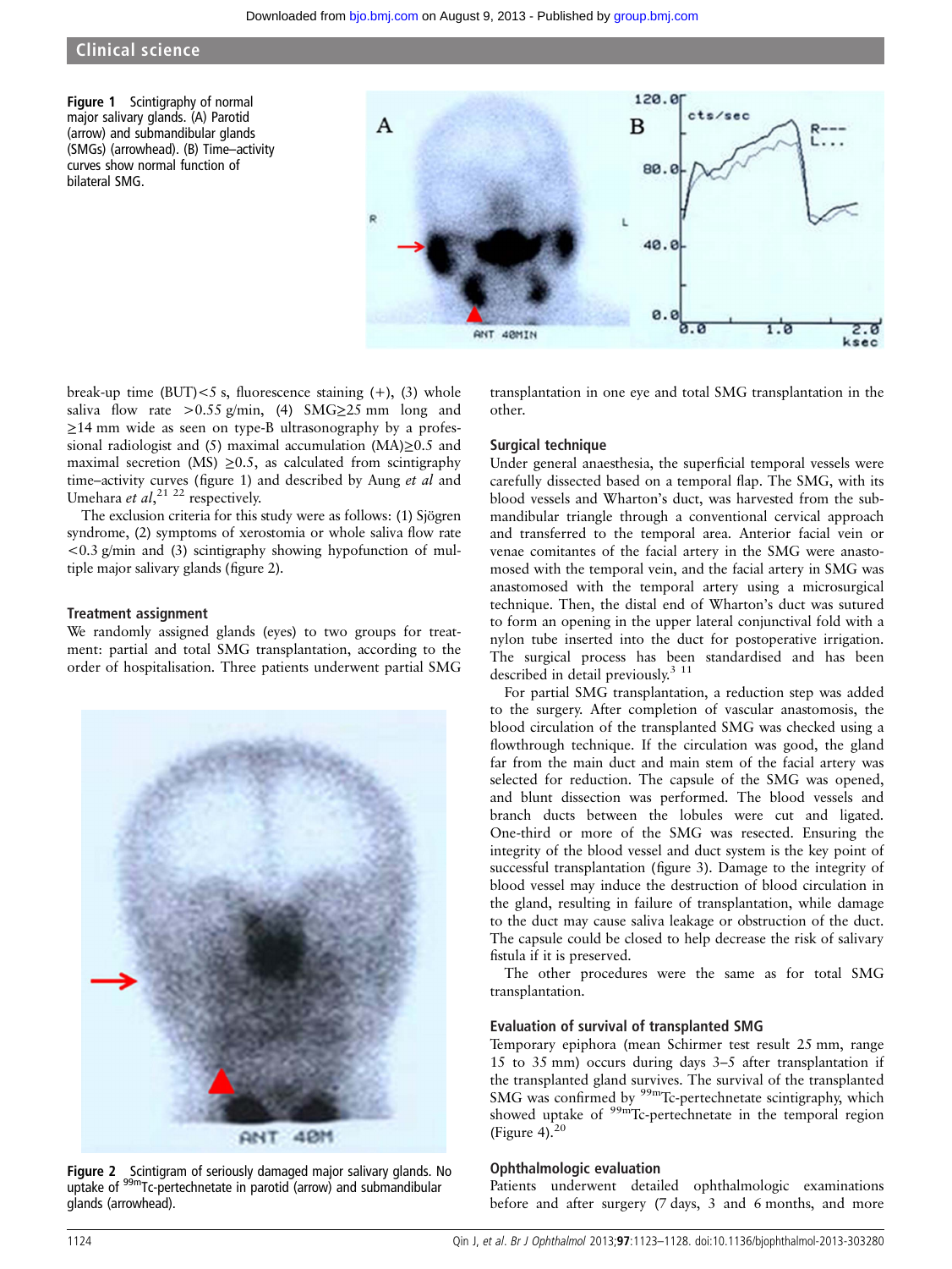**Figure 1** Scintigraphy of normal major salivary glands. (A) Parotid (arrow) and submandibular glands (SMGs) (arrowhead). (B) Time–activity curves show normal function of bilateral SMG.

break-up time (BUT)<5 s, fluorescence staining (+), (3) whole saliva flow rate >0.55 g/min, (4) SMG≥25 mm long and ≥14 mm wide as seen on type-B ultrasonography by a professional radiologist and (5) maximal accumulation (MA)≥0.5 and maximal secretion (MS) ≥0.5, as calculated from scintigraphy time–activity curves (figure 1) and described by Aung *et al* and Umehara *et al*,[21 22] respectively.

The exclusion criteria for this study were as follows: (1) Sjögren syndrome, (2) symptoms of xerostomia or whole saliva flow rate <0.3 g/min and (3) scintigraphy showing hypofunction of multiple major salivary glands (figure 2).

### Treatment assignment

We randomly assigned glands (eyes) to two groups for treatment: partial and total SMG transplantation, according to the order of hospitalisation. Three patients underwent partial SMG transplantation in one eye and total SMG transplantation in the other.

**Figure 2** Scintigram of seriously damaged major salivary glands. No uptake of $^{99m}$Tc-pertechnetate in parotid (arrow) and submandibular glands (arrowhead).

### Surgical technique

Under general anaesthesia, the superficial temporal vessels were carefully dissected based on a temporal flap. The SMG, with its blood vessels and Wharton's duct, was harvested from the submandibular triangle through a conventional cervical approach and transferred to the temporal area. Anterior facial vein or venae comitantes of the facial artery in the SMG were anastomosed with the temporal vein, and the facial artery in SMG was anastomosed with the temporal artery using a microsurgical technique. Then, the distal end of Wharton's duct was sutured to form an opening in the upper lateral conjunctival fold with a nylon tube inserted into the duct for postoperative irrigation. The surgical process has been standardised and has been described in detail previously.[3 11]

For partial SMG transplantation, a reduction step was added to the surgery. After completion of vascular anastomosis, the blood circulation of the transplanted SMG was checked using a flowthrough technique. If the circulation was good, the gland far from the main duct and main stem of the facial artery was selected for reduction. The capsule of the SMG was opened, and blunt dissection was performed. The blood vessels and branch ducts between the lobules were cut and ligated. One-third or more of the SMG was resected. Ensuring the integrity of the blood vessel and duct system is the key point of successful transplantation (figure 3). Damage to the integrity of blood vessel may induce the destruction of blood circulation in the gland, resulting in failure of transplantation, while damage to the duct may cause saliva leakage or obstruction of the duct. The capsule could be closed to help decrease the risk of salivary fistula if it is preserved.

The other procedures were the same as for total SMG transplantation.

### Evaluation of survival of transplanted SMG

Temporary epiphora (mean Schirmer test result 25 mm, range 15 to 35 mm) occurs during days 3–5 after transplantation if the transplanted gland survives. The survival of the transplanted SMG was confirmed by $^{99m}$Tc-pertechnetate scintigraphy, which showed uptake of $^{99m}$Tc-pertechnetate in the temporal region (Figure 4).[20]

### Ophthalmologic evaluation

Patients underwent detailed ophthalmologic examinations before and after surgery (7 days, 3 and 6 months, and more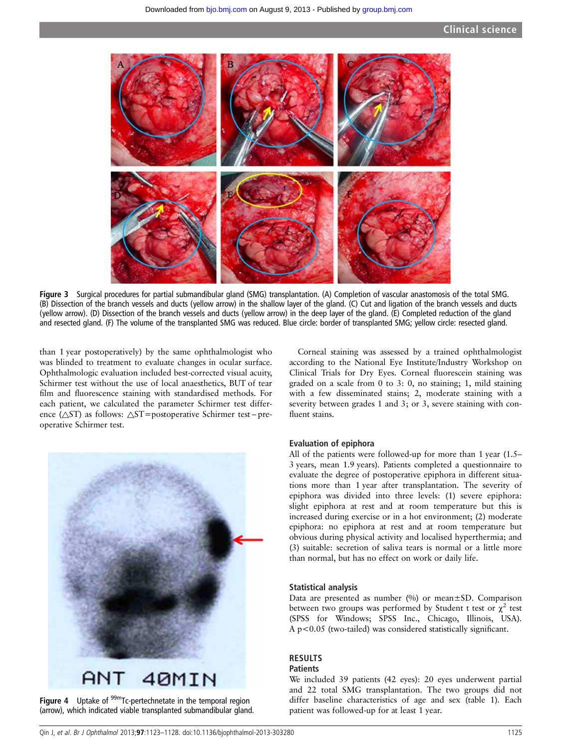Figure 3 Surgical procedures for partial submandibular gland (SMG) transplantation. (A) Completion of vascular anastomosis of the total SMG. (B) Dissection of the branch vessels and ducts (yellow arrow) in the shallow layer of the gland. (C) Cut and ligation of the branch vessels and ducts (yellow arrow). (D) Dissection of the branch vessels and ducts (yellow arrow) in the deep layer of the gland. (E) Completed reduction of the gland and resected gland. (F) The volume of the transplanted SMG was reduced. Blue circle: border of transplanted SMG; yellow circle: resected gland.

than 1 year postoperatively) by the same ophthalmologist who was blinded to treatment to evaluate changes in ocular surface. Ophthalmologic evaluation included best-corrected visual acuity, Schirmer test without the use of local anaesthetics, BUT of tear film and fluorescence staining with standardised methods. For each patient, we calculated the parameter Schirmer test difference (△ST) as follows: △ST=postoperative Schirmer test − preoperative Schirmer test.

Figure 4 Uptake of $^{99m}$Tc-pertechnetate in the temporal region (arrow), which indicated viable transplanted submandibular gland.

Corneal staining was assessed by a trained ophthalmologist according to the National Eye Institute/Industry Workshop on Clinical Trials for Dry Eyes. Corneal fluorescein staining was graded on a scale from 0 to 3: 0, no staining; 1, mild staining with a few disseminated stains; 2, moderate staining with a severity between grades 1 and 3; or 3, severe staining with confluent stains.

### Evaluation of epiphora

All of the patients were followed-up for more than 1 year (1.5–3 years, mean 1.9 years). Patients completed a questionnaire to evaluate the degree of postoperative epiphora in different situations more than 1 year after transplantation. The severity of epiphora was divided into three levels: (1) severe epiphora: slight epiphora at rest and at room temperature but this is increased during exercise or in a hot environment; (2) moderate epiphora: no epiphora at rest and at room temperature but obvious during physical activity and localised hyperthermia; and (3) suitable: secretion of saliva tears is normal or a little more than normal, but has no effect on work or daily life.

### Statistical analysis

Data are presented as number (%) or mean±SD. Comparison between two groups was performed by Student t test or $\chi^2$ test (SPSS for Windows; SPSS Inc., Chicago, Illinois, USA). A $p<0.05$ (two-tailed) was considered statistically significant.

## RESULTS

### Patients

We included 39 patients (42 eyes): 20 eyes underwent partial and 22 total SMG transplantation. The two groups did not differ baseline characteristics of age and sex (table 1). Each patient was followed-up for at least 1 year.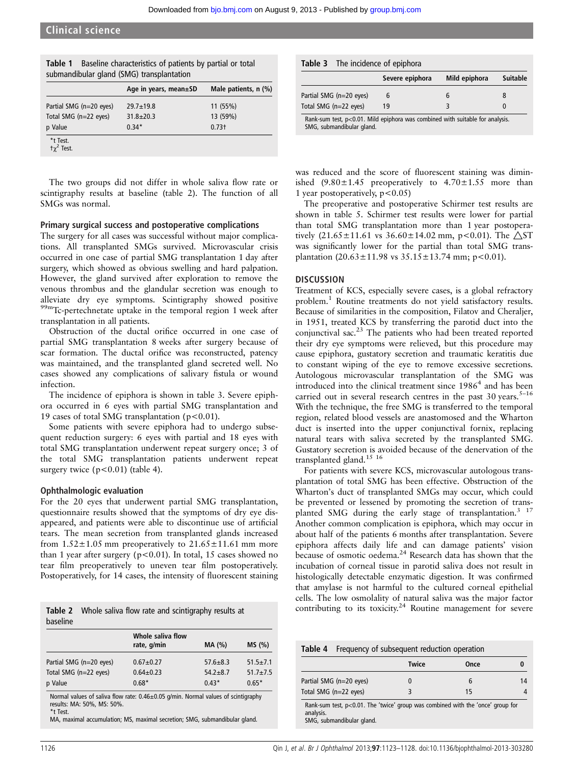**Table 1** Baseline characteristics of patients by partial or total submandibular gland (SMG) transplantation

| | Age in years, mean±SD | Male patients, n (%) |
|---|---|---|
| Partial SMG (n=20 eyes) | 29.7±19.8 | 11 (55%) |
| Total SMG (n=22 eyes) | 31.8±20.3 | 13 (59%) |
| p Value | 0.34* | 0.73† |

*t Test.
†$\chi^2$ Test.

The two groups did not differ in whole saliva flow rate or scintigraphy results at baseline (table 2). The function of all SMGs was normal.

### Primary surgical success and postoperative complications

The surgery for all cases was successful without major complications. All transplanted SMGs survived. Microvascular crisis occurred in one case of partial SMG transplantation 1 day after surgery, which showed as obvious swelling and hard palpation. However, the gland survived after exploration to remove the venous thrombus and the glandular secretion was enough to alleviate dry eye symptoms. Scintigraphy showed positive $^{99m}$Tc-pertechnetate uptake in the temporal region 1 week after transplantation in all patients.

Obstruction of the ductal orifice occurred in one case of partial SMG transplantation 8 weeks after surgery because of scar formation. The ductal orifice was reconstructed, patency was maintained, and the transplanted gland secreted well. No cases showed any complications of salivary fistula or wound infection.

The incidence of epiphora is shown in table 3. Severe epiphora occurred in 6 eyes with partial SMG transplantation and 19 cases of total SMG transplantation ($p<0.01$).

Some patients with severe epiphora had to undergo subsequent reduction surgery: 6 eyes with partial and 18 eyes with total SMG transplantation underwent repeat surgery once; 3 of the total SMG transplantation patients underwent repeat surgery twice ($p<0.01$) (table 4).

### Ophthalmologic evaluation

For the 20 eyes that underwent partial SMG transplantation, questionnaire results showed that the symptoms of dry eye disappeared, and patients were able to discontinue use of artificial tears. The mean secretion from transplanted glands increased from 1.52±1.05 mm preoperatively to 21.65±11.61 mm more than 1 year after surgery ($p<0.01$). In total, 15 cases showed no tear film preoperatively to uneven tear film postoperatively. Postoperatively, for 14 cases, the intensity of fluorescent staining was reduced and the score of fluorescent staining was diminished (9.80±1.45 preoperatively to 4.70±1.55 more than 1 year postoperatively, $p<0.05$)

The preoperative and postoperative Schirmer test results are shown in table 5. Schirmer test results were lower for partial than total SMG transplantation more than 1 year postoperatively (21.65±11.61 vs 36.60±14.02 mm, $p<0.01$). The $\triangle$ST was significantly lower for the partial than total SMG transplantation (20.63±11.98 vs 35.15±13.74 mm; $p<0.01$).

**Table 2** Whole saliva flow rate and scintigraphy results at baseline

| | Whole saliva flow rate, g/min | MA (%) | MS (%) |
|---|---|---|---|
| Partial SMG (n=20 eyes) | 0.67±0.27 | 57.6±8.3 | 51.5±7.1 |
| Total SMG (n=22 eyes) | 0.64±0.23 | 54.2±8.7 | 51.7±7.5 |
| p Value | 0.68* | 0.43* | 0.65* |

Normal values of saliva flow rate: 0.46±0.05 g/min. Normal values of scintigraphy results: MA: 50%, MS: 50%.
*t Test.
MA, maximal accumulation; MS, maximal secretion; SMG, submandibular gland.

**Table 3** The incidence of epiphora

| | Severe epiphora | Mild epiphora | Suitable |
|---|---|---|---|
| Partial SMG (n=20 eyes) | 6 | 6 | 8 |
| Total SMG (n=22 eyes) | 19 | 3 | 0 |

Rank-sum test, $p<0.01$. Mild epiphora was combined with suitable for analysis.
SMG, submandibular gland.

## DISCUSSION

Treatment of KCS, especially severe cases, is a global refractory problem.[1] Routine treatments do not yield satisfactory results. Because of similarities in the composition, Filatov and Cheraljer, in 1951, treated KCS by transferring the parotid duct into the conjunctival sac.[23] The patients who had been treated reported their dry eye symptoms were relieved, but this procedure may cause epiphora, gustatory secretion and traumatic keratitis due to constant wiping of the eye to remove excessive secretions. Autologous microvascular transplantation of the SMG was introduced into the clinical treatment since 1986[4] and has been carried out in several research centres in the past 30 years.[5–16] With the technique, the free SMG is transferred to the temporal region, related blood vessels are anastomosed and the Wharton duct is inserted into the upper conjunctival fornix, replacing natural tears with saliva secreted by the transplanted SMG. Gustatory secretion is avoided because of the denervation of the transplanted gland.[15 16]

For patients with severe KCS, microvascular autologous transplantation of total SMG has been effective. Obstruction of the Wharton's duct of transplanted SMGs may occur, which could be prevented or lessened by promoting the secretion of transplanted SMG during the early stage of transplantation.[3 17] Another common complication is epiphora, which may occur in about half of the patients 6 months after transplantation. Severe epiphora affects daily life and can damage patients' vision because of osmotic oedema.[24] Research data has shown that the incubation of corneal tissue in parotid saliva does not result in histologically detectable enzymatic digestion. It was confirmed that amylase is not harmful to the cultured corneal epithelial cells. The low osmolality of natural saliva was the major factor contributing to its toxicity.[24] Routine management for severe

**Table 4** Frequency of subsequent reduction operation

| | Twice | Once | 0 |
|---|---|---|---|
| Partial SMG (n=20 eyes) | 0 | 6 | 14 |
| Total SMG (n=22 eyes) | 3 | 15 | 4 |

Rank-sum test, $p<0.01$. The 'twice' group was combined with the 'once' group for analysis.
SMG, submandibular gland.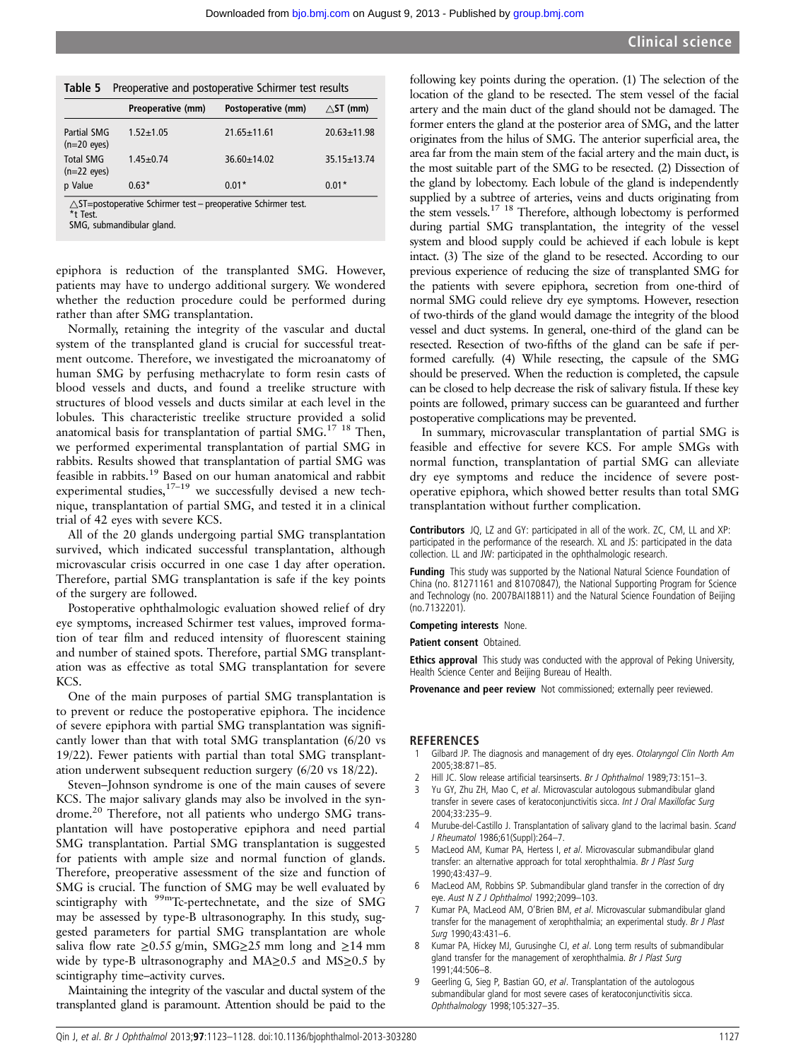**Table 5** Preoperative and postoperative Schirmer test results

| | Preoperative (mm) | Postoperative (mm) | △ST (mm) |
|---|---|---|---|
| Partial SMG (n=20 eyes) | 1.52±1.05 | 21.65±11.61 | 20.63±11.98 |
| Total SMG (n=22 eyes) | 1.45±0.74 | 36.60±14.02 | 35.15±13.74 |
| p Value | 0.63* | 0.01* | 0.01* |

△ST=postoperative Schirmer test – preoperative Schirmer test.
*t Test.
SMG, submandibular gland.

epiphora is reduction of the transplanted SMG. However, patients may have to undergo additional surgery. We wondered whether the reduction procedure could be performed during rather than after SMG transplantation.

Normally, retaining the integrity of the vascular and ductal system of the transplanted gland is crucial for successful treatment outcome. Therefore, we investigated the microanatomy of human SMG by perfusing methacrylate to form resin casts of blood vessels and ducts, and found a treelike structure with structures of blood vessels and ducts similar at each level in the lobules. This characteristic treelike structure provided a solid anatomical basis for transplantation of partial SMG.[17 18] Then, we performed experimental transplantation of partial SMG in rabbits. Results showed that transplantation of partial SMG was feasible in rabbits.[19] Based on our human anatomical and rabbit experimental studies,[17–19] we successfully devised a new technique, transplantation of partial SMG, and tested it in a clinical trial of 42 eyes with severe KCS.

All of the 20 glands undergoing partial SMG transplantation survived, which indicated successful transplantation, although microvascular crisis occurred in one case 1 day after operation. Therefore, partial SMG transplantation is safe if the key points of the surgery are followed.

Postoperative ophthalmologic evaluation showed relief of dry eye symptoms, increased Schirmer test values, improved formation of tear film and reduced intensity of fluorescent staining and number of stained spots. Therefore, partial SMG transplantation was as effective as total SMG transplantation for severe KCS.

One of the main purposes of partial SMG transplantation is to prevent or reduce the postoperative epiphora. The incidence of severe epiphora with partial SMG transplantation was significantly lower than that with total SMG transplantation (6/20 vs 19/22). Fewer patients with partial than total SMG transplantation underwent subsequent reduction surgery (6/20 vs 18/22).

Steven–Johnson syndrome is one of the main causes of severe KCS. The major salivary glands may also be involved in the syndrome.[20] Therefore, not all patients who undergo SMG transplantation will have postoperative epiphora and need partial SMG transplantation. Partial SMG transplantation is suggested for patients with ample size and normal function of glands. Therefore, preoperative assessment of the size and function of SMG is crucial. The function of SMG may be well evaluated by scintigraphy with $^{99m}$Tc-pertechnetate, and the size of SMG may be assessed by type-B ultrasonography. In this study, suggested parameters for partial SMG transplantation are whole saliva flow rate ≥0.55 g/min, SMG≥25 mm long and ≥14 mm wide by type-B ultrasonography and MA≥0.5 and MS≥0.5 by scintigraphy time–activity curves.

Maintaining the integrity of the vascular and ductal system of the transplanted gland is paramount. Attention should be paid to the following key points during the operation. (1) The selection of the location of the gland to be resected. The stem vessel of the facial artery and the main duct of the gland should not be damaged. The former enters the gland at the posterior area of SMG, and the latter originates from the hilus of SMG. The anterior superficial area, the area far from the main stem of the facial artery and the main duct, is the most suitable part of the SMG to be resected. (2) Dissection of the gland by lobectomy. Each lobule of the gland is independently supplied by a subtree of arteries, veins and ducts originating from the stem vessels.[17 18] Therefore, although lobectomy is performed during partial SMG transplantation, the integrity of the vessel system and blood supply could be achieved if each lobule is kept intact. (3) The size of the gland to be resected. According to our previous experience of reducing the size of transplanted SMG for the patients with severe epiphora, secretion from one-third of normal SMG could relieve dry eye symptoms. However, resection of two-thirds of the gland would damage the integrity of the blood vessel and duct systems. In general, one-third of the gland can be resected. Resection of two-fifths of the gland can be safe if performed carefully. (4) While resecting, the capsule of the SMG should be preserved. When the reduction is completed, the capsule can be closed to help decrease the risk of salivary fistula. If these key points are followed, primary success can be guaranteed and further postoperative complications may be prevented.

In summary, microvascular transplantation of partial SMG is feasible and effective for severe KCS. For ample SMGs with normal function, transplantation of partial SMG can alleviate dry eye symptoms and reduce the incidence of severe postoperative epiphora, which showed better results than total SMG transplantation without further complication.

**Contributors** JQ, LZ and GY: participated in all of the work. ZC, CM, LL and XP: participated in the performance of the research. XL and JS: participated in the data collection. LL and JW: participated in the ophthalmologic research.

**Funding** This study was supported by the National Natural Science Foundation of China (no. 81271161 and 81070847), the National Supporting Program for Science and Technology (no. 2007BAI18B11) and the Natural Science Foundation of Beijing (no.7132201).

**Competing interests** None.

**Patient consent** Obtained.

**Ethics approval** This study was conducted with the approval of Peking University, Health Science Center and Beijing Bureau of Health.

**Provenance and peer review** Not commissioned; externally peer reviewed.

## REFERENCES

1. Gilbard JP. The diagnosis and management of dry eyes. *Otolaryngol Clin North Am* 2005;38:871–85.
2. Hill JC. Slow release artificial tearsinserts. *Br J Ophthalmol* 1989;73:151–3.
3. Yu GY, Zhu ZH, Mao C, *et al*. Microvascular autologous submandibular gland transfer in severe cases of keratoconjunctivitis sicca. *Int J Oral Maxillofac Surg* 2004;33:235–9.
4. Murube-del-Castillo J. Transplantation of salivary gland to the lacrimal basin. *Scand J Rheumatol* 1986;61(Suppl):264–7.
5. MacLeod AM, Kumar PA, Hertess I, *et al*. Microvascular submandibular gland transfer: an alternative approach for total xerophthalmia. *Br J Plast Surg* 1990;43:437–9.
6. MacLeod AM, Robbins SP. Submandibular gland transfer in the correction of dry eye. *Aust N Z J Ophthalmol* 1992;2099–103.
7. Kumar PA, MacLeod AM, O'Brien BM, *et al*. Microvascular submandibular gland transfer for the management of xerophthalmia; an experimental study. *Br J Plast Surg* 1990;43:431–6.
8. Kumar PA, Hickey MJ, Gurusinghe CJ, *et al*. Long term results of submandibular gland transfer for the management of xerophthalmia. *Br J Plast Surg* 1991;44:506–8.
9. Geerling G, Sieg P, Bastian GO, *et al*. Transplantation of the autologous submandibular gland for most severe cases of keratoconjunctivitis sicca. *Ophthalmology* 1998;105:327–35.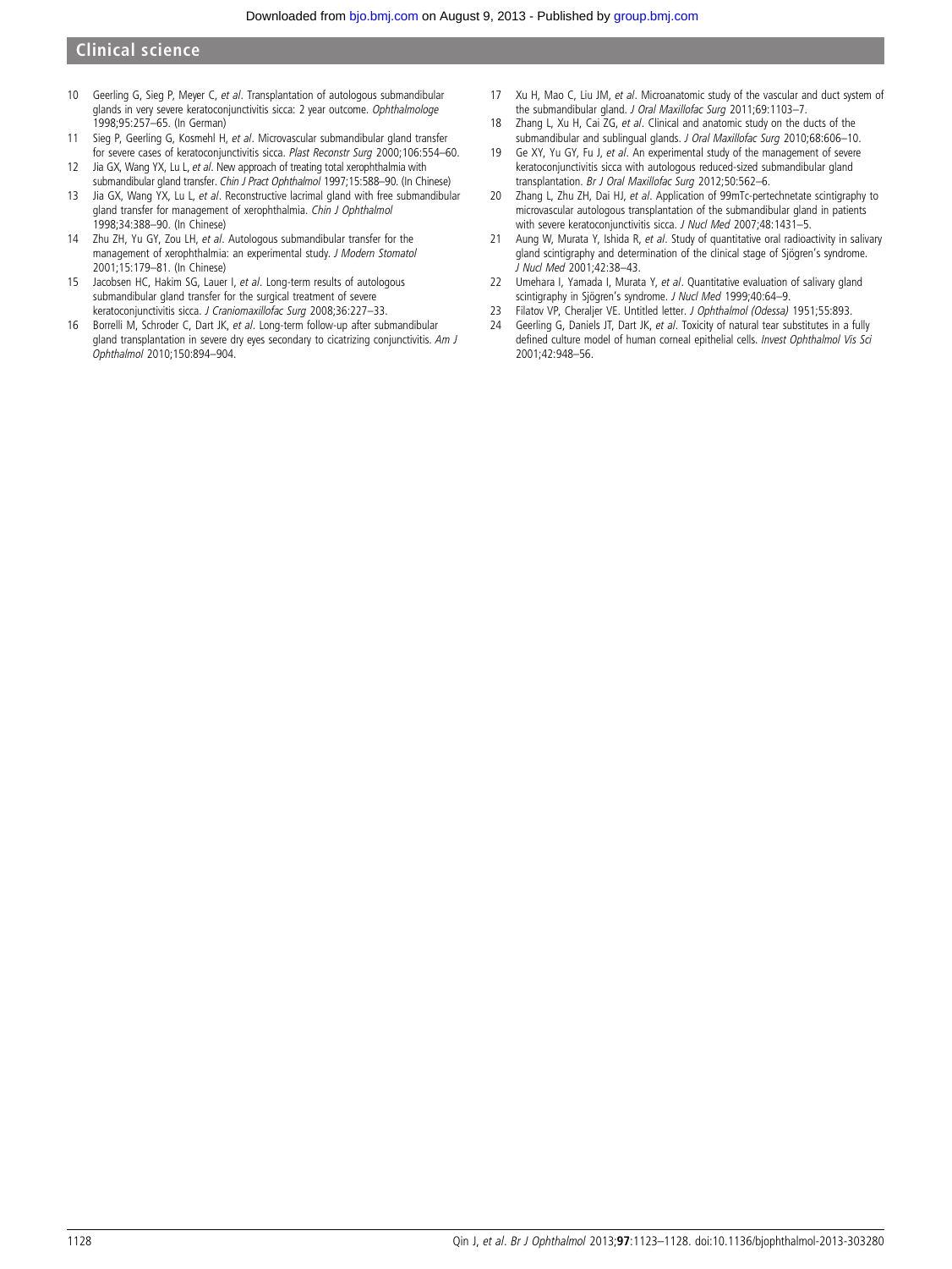10 Geerling G, Sieg P, Meyer C, *et al*. Transplantation of autologous submandibular glands in very severe keratoconjunctivitis sicca: 2 year outcome. *Ophthalmologe* 1998;95:257–65. (In German)

11 Sieg P, Geerling G, Kosmehl H, *et al*. Microvascular submandibular gland transfer for severe cases of keratoconjunctivitis sicca. *Plast Reconstr Surg* 2000;106:554–60.

12 Jia GX, Wang YX, Lu L, *et al*. New approach of treating total xerophthalmia with submandibular gland transfer. *Chin J Pract Ophthalmol* 1997;15:588–90. (In Chinese)

13 Jia GX, Wang YX, Lu L, *et al*. Reconstructive lacrimal gland with free submandibular gland transfer for management of xerophthalmia. *Chin J Ophthalmol* 1998;34:388–90. (In Chinese)

14 Zhu ZH, Yu GY, Zou LH, *et al*. Autologous submandibular transfer for the management of xerophthalmia: an experimental study. *J Modern Stomatol* 2001;15:179–81. (In Chinese)

15 Jacobsen HC, Hakim SG, Lauer I, *et al*. Long-term results of autologous submandibular gland transfer for the surgical treatment of severe keratoconjunctivitis sicca. *J Craniomaxillofac Surg* 2008;36:227–33.

16 Borrelli M, Schroder C, Dart JK, *et al*. Long-term follow-up after submandibular gland transplantation in severe dry eyes secondary to cicatrizing conjunctivitis. *Am J Ophthalmol* 2010;150:894–904.

17 Xu H, Mao C, Liu JM, *et al*. Microanatomic study of the vascular and duct system of the submandibular gland. *J Oral Maxillofac Surg* 2011;69:1103–7.

18 Zhang L, Xu H, Cai ZG, *et al*. Clinical and anatomic study on the ducts of the submandibular and sublingual glands. *J Oral Maxillofac Surg* 2010;68:606–10.

19 Ge XY, Yu GY, Fu J, *et al*. An experimental study of the management of severe keratoconjunctivitis sicca with autologous reduced-sized submandibular gland transplantation. *Br J Oral Maxillofac Surg* 2012;50:562–6.

20 Zhang L, Zhu ZH, Dai HJ, *et al*. Application of 99mTc-pertechnetate scintigraphy to microvascular autologous transplantation of the submandibular gland in patients with severe keratoconjunctivitis sicca. *J Nucl Med* 2007;48:1431–5.

21 Aung W, Murata Y, Ishida R, *et al*. Study of quantitative oral radioactivity in salivary gland scintigraphy and determination of the clinical stage of Sjögren's syndrome. *J Nucl Med* 2001;42:38–43.

22 Umehara I, Yamada I, Murata Y, *et al*. Quantitative evaluation of salivary gland scintigraphy in Sjögren's syndrome. *J Nucl Med* 1999;40:64–9.

23 Filatov VP, Cheraljer VE. Untitled letter. *J Ophthalmol (Odessa)* 1951;55:893.

24 Geerling G, Daniels JT, Dart JK, *et al*. Toxicity of natural tear substitutes in a fully defined culture model of human corneal epithelial cells. *Invest Ophthalmol Vis Sci* 2001;42:948–56.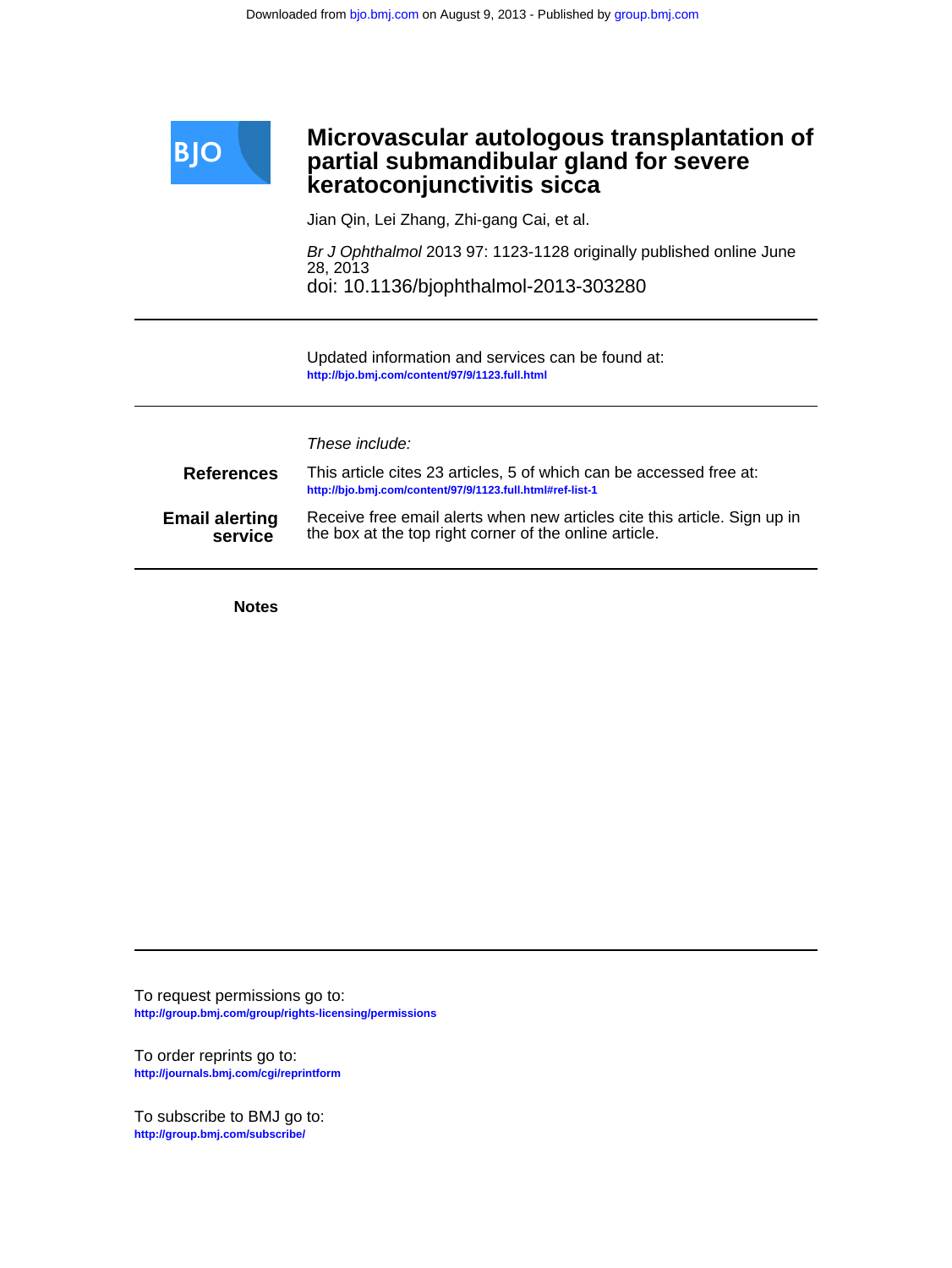Downloaded from bjo.bmj.com on August 9, 2013 - Published by group.bmj.com

BJO

# Microvascular autologous transplantation of partial submandibular gland for severe keratoconjunctivitis sicca

Jian Qin, Lei Zhang, Zhi-gang Cai, et al.

*Br J Ophthalmol* 2013 97: 1123-1128 originally published online June 28, 2013
doi: 10.1136/bjophthalmol-2013-303280

Updated information and services can be found at:
http://bjo.bmj.com/content/97/9/1123.full.html

*These include:*

**References** This article cites 23 articles, 5 of which can be accessed free at:
http://bjo.bmj.com/content/97/9/1123.full.html#ref-list-1

**Email alerting service** Receive free email alerts when new articles cite this article. Sign up in the box at the top right corner of the online article.

**Notes**

To request permissions go to:
http://group.bmj.com/group/rights-licensing/permissions

To order reprints go to:
http://journals.bmj.com/cgi/reprintform

To subscribe to BMJ go to:
http://group.bmj.com/subscribe/